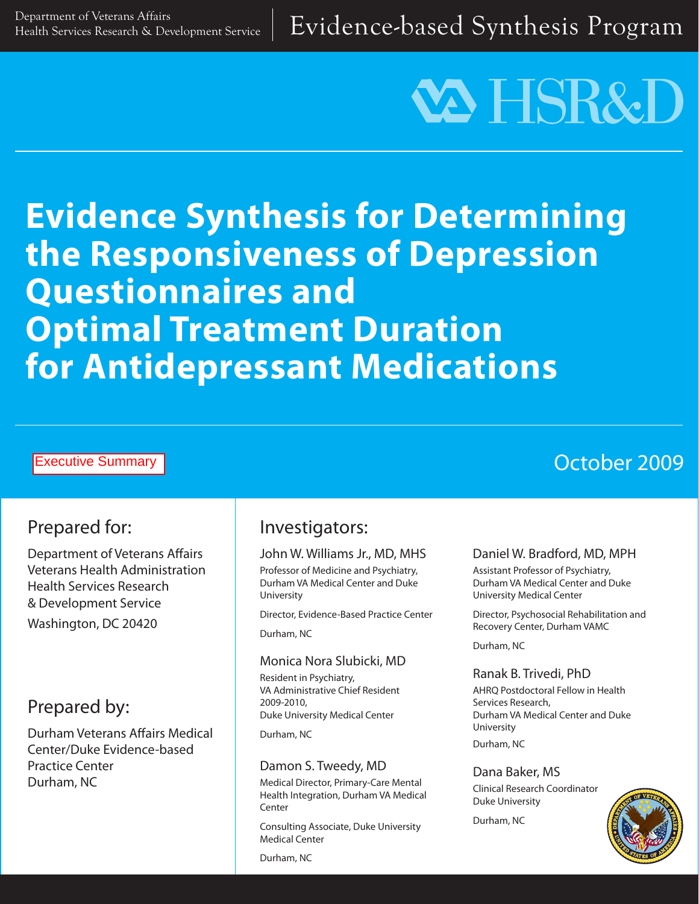Department of Veterans Affairs
Health Services Research & Development Service

Evidence-based Synthesis Program

VA HSR&D

# Evidence Synthesis for Determining the Responsiveness of Depression Questionnaires and Optimal Treatment Duration for Antidepressant Medications

Executive Summary

October 2009

## Prepared for:

Department of Veterans Affairs
Veterans Health Administration
Health Services Research
& Development Service
Washington, DC 20420

## Prepared by:

Durham Veterans Affairs Medical Center/Duke Evidence-based Practice Center
Durham, NC

## Investigators:

**John W. Williams Jr., MD, MHS**
Professor of Medicine and Psychiatry, Durham VA Medical Center and Duke University
Director, Evidence-Based Practice Center
Durham, NC

**Monica Nora Slubicki, MD**
Resident in Psychiatry,
VA Administrative Chief Resident 2009-2010,
Duke University Medical Center
Durham, NC

**Damon S. Tweedy, MD**
Medical Director, Primary-Care Mental Health Integration, Durham VA Medical Center
Consulting Associate, Duke University Medical Center
Durham, NC

**Daniel W. Bradford, MD, MPH**
Assistant Professor of Psychiatry, Durham VA Medical Center and Duke University Medical Center
Director, Psychosocial Rehabilitation and Recovery Center, Durham VAMC
Durham, NC

**Ranak B. Trivedi, PhD**
AHRQ Postdoctoral Fellow in Health Services Research,
Durham VA Medical Center and Duke University
Durham, NC

**Dana Baker, MS**
Clinical Research Coordinator
Duke University
Durham, NC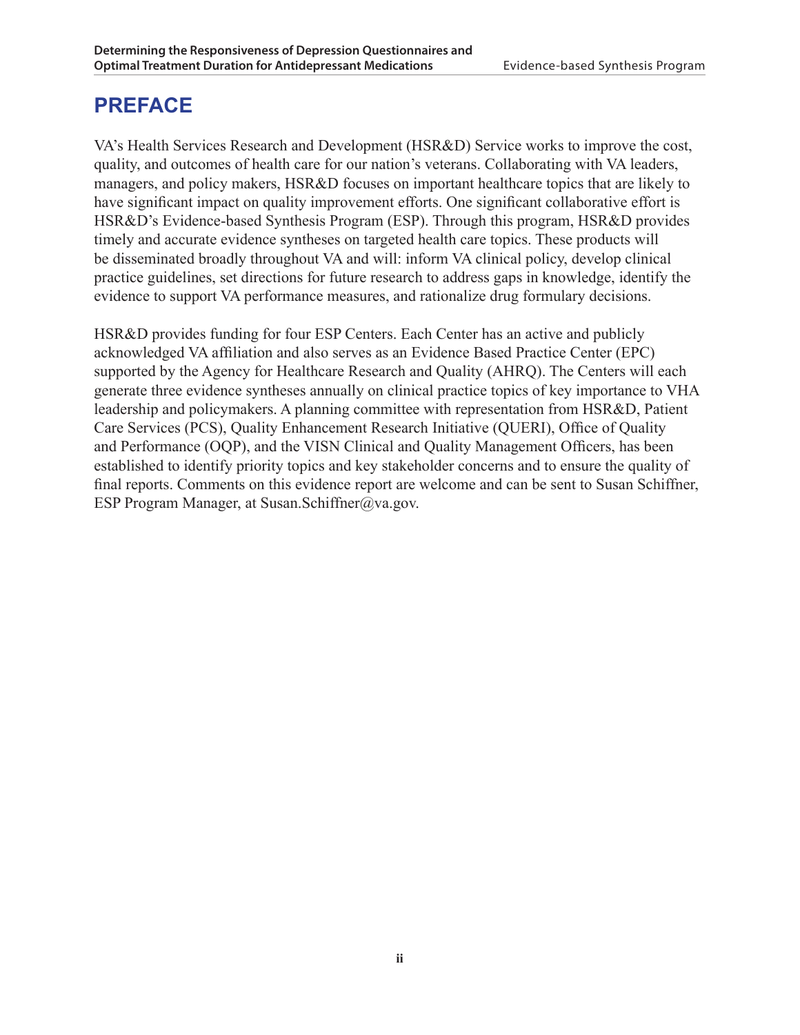# PREFACE

VA's Health Services Research and Development (HSR&D) Service works to improve the cost, quality, and outcomes of health care for our nation's veterans. Collaborating with VA leaders, managers, and policy makers, HSR&D focuses on important healthcare topics that are likely to have significant impact on quality improvement efforts. One significant collaborative effort is HSR&D's Evidence-based Synthesis Program (ESP). Through this program, HSR&D provides timely and accurate evidence syntheses on targeted health care topics. These products will be disseminated broadly throughout VA and will: inform VA clinical policy, develop clinical practice guidelines, set directions for future research to address gaps in knowledge, identify the evidence to support VA performance measures, and rationalize drug formulary decisions.

HSR&D provides funding for four ESP Centers. Each Center has an active and publicly acknowledged VA affiliation and also serves as an Evidence Based Practice Center (EPC) supported by the Agency for Healthcare Research and Quality (AHRQ). The Centers will each generate three evidence syntheses annually on clinical practice topics of key importance to VHA leadership and policymakers. A planning committee with representation from HSR&D, Patient Care Services (PCS), Quality Enhancement Research Initiative (QUERI), Office of Quality and Performance (OQP), and the VISN Clinical and Quality Management Officers, has been established to identify priority topics and key stakeholder concerns and to ensure the quality of final reports. Comments on this evidence report are welcome and can be sent to Susan Schiffner, ESP Program Manager, at Susan.Schiffner@va.gov.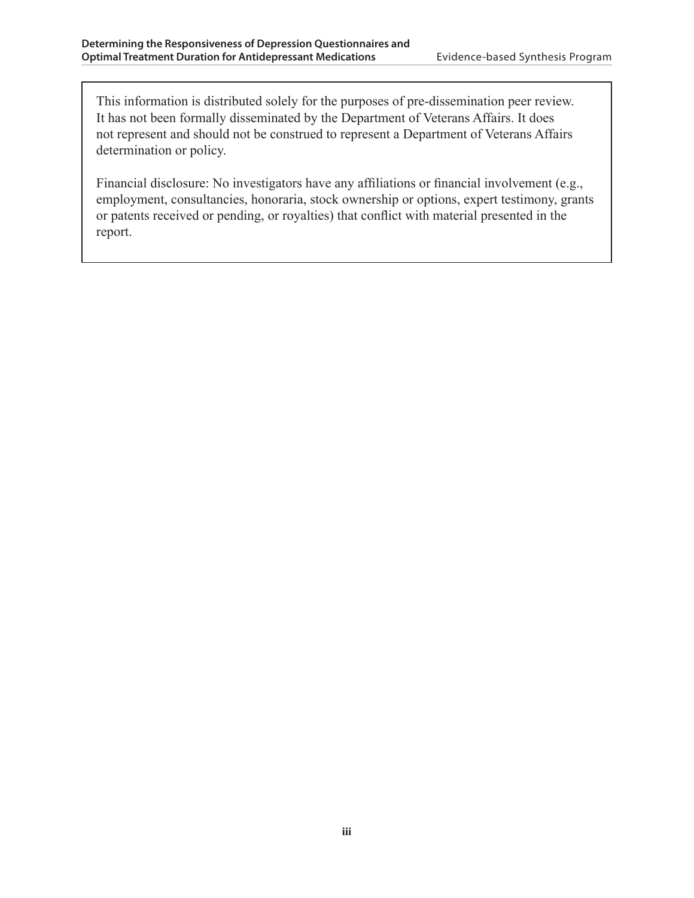This information is distributed solely for the purposes of pre-dissemination peer review. It has not been formally disseminated by the Department of Veterans Affairs. It does not represent and should not be construed to represent a Department of Veterans Affairs determination or policy.

Financial disclosure: No investigators have any affiliations or financial involvement (e.g., employment, consultancies, honoraria, stock ownership or options, expert testimony, grants or patents received or pending, or royalties) that conflict with material presented in the report.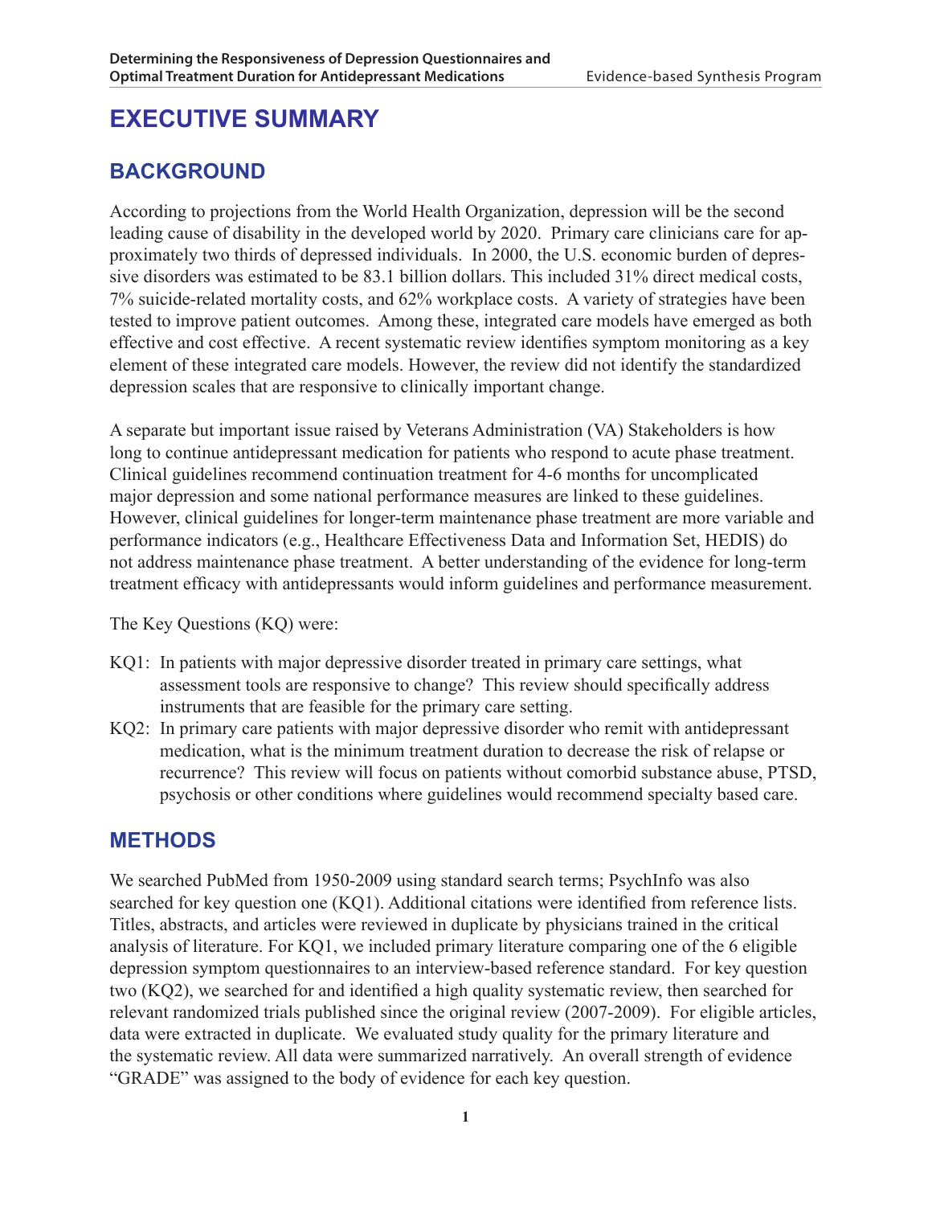# EXECUTIVE SUMMARY

## BACKGROUND

According to projections from the World Health Organization, depression will be the second leading cause of disability in the developed world by 2020. Primary care clinicians care for approximately two thirds of depressed individuals. In 2000, the U.S. economic burden of depressive disorders was estimated to be 83.1 billion dollars. This included 31% direct medical costs, 7% suicide-related mortality costs, and 62% workplace costs. A variety of strategies have been tested to improve patient outcomes. Among these, integrated care models have emerged as both effective and cost effective. A recent systematic review identifies symptom monitoring as a key element of these integrated care models. However, the review did not identify the standardized depression scales that are responsive to clinically important change.

A separate but important issue raised by Veterans Administration (VA) Stakeholders is how long to continue antidepressant medication for patients who respond to acute phase treatment. Clinical guidelines recommend continuation treatment for 4-6 months for uncomplicated major depression and some national performance measures are linked to these guidelines. However, clinical guidelines for longer-term maintenance phase treatment are more variable and performance indicators (e.g., Healthcare Effectiveness Data and Information Set, HEDIS) do not address maintenance phase treatment. A better understanding of the evidence for long-term treatment efficacy with antidepressants would inform guidelines and performance measurement.

The Key Questions (KQ) were:

- KQ1: In patients with major depressive disorder treated in primary care settings, what assessment tools are responsive to change? This review should specifically address instruments that are feasible for the primary care setting.
- KQ2: In primary care patients with major depressive disorder who remit with antidepressant medication, what is the minimum treatment duration to decrease the risk of relapse or recurrence? This review will focus on patients without comorbid substance abuse, PTSD, psychosis or other conditions where guidelines would recommend specialty based care.

## METHODS

We searched PubMed from 1950-2009 using standard search terms; PsychInfo was also searched for key question one (KQ1). Additional citations were identified from reference lists. Titles, abstracts, and articles were reviewed in duplicate by physicians trained in the critical analysis of literature. For KQ1, we included primary literature comparing one of the 6 eligible depression symptom questionnaires to an interview-based reference standard. For key question two (KQ2), we searched for and identified a high quality systematic review, then searched for relevant randomized trials published since the original review (2007-2009). For eligible articles, data were extracted in duplicate. We evaluated study quality for the primary literature and the systematic review. All data were summarized narratively. An overall strength of evidence "GRADE" was assigned to the body of evidence for each key question.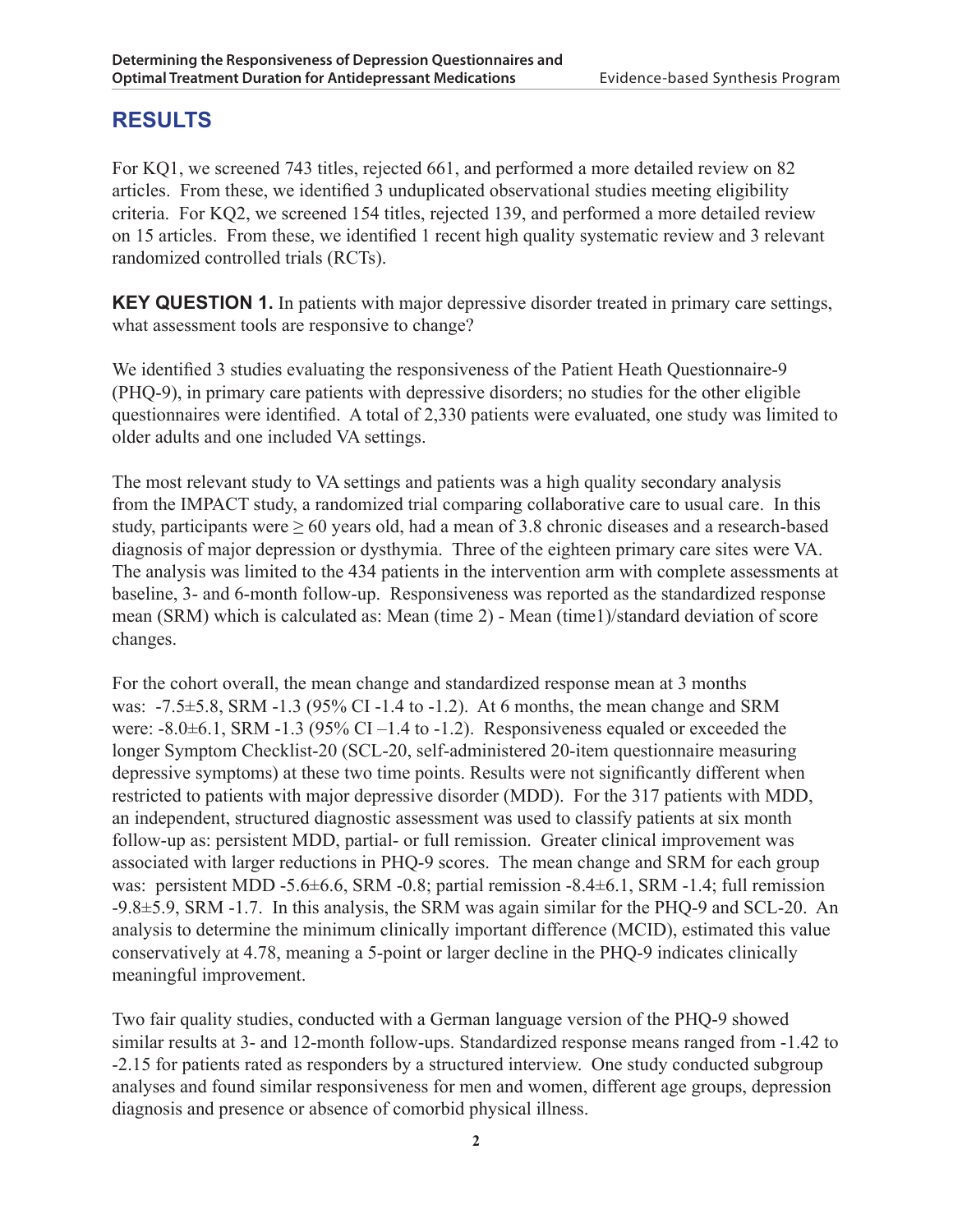## RESULTS

For KQ1, we screened 743 titles, rejected 661, and performed a more detailed review on 82 articles. From these, we identified 3 unduplicated observational studies meeting eligibility criteria. For KQ2, we screened 154 titles, rejected 139, and performed a more detailed review on 15 articles. From these, we identified 1 recent high quality systematic review and 3 relevant randomized controlled trials (RCTs).

**KEY QUESTION 1.** In patients with major depressive disorder treated in primary care settings, what assessment tools are responsive to change?

We identified 3 studies evaluating the responsiveness of the Patient Heath Questionnaire-9 (PHQ-9), in primary care patients with depressive disorders; no studies for the other eligible questionnaires were identified. A total of 2,330 patients were evaluated, one study was limited to older adults and one included VA settings.

The most relevant study to VA settings and patients was a high quality secondary analysis from the IMPACT study, a randomized trial comparing collaborative care to usual care. In this study, participants were ≥ 60 years old, had a mean of 3.8 chronic diseases and a research-based diagnosis of major depression or dysthymia. Three of the eighteen primary care sites were VA. The analysis was limited to the 434 patients in the intervention arm with complete assessments at baseline, 3- and 6-month follow-up. Responsiveness was reported as the standardized response mean (SRM) which is calculated as: Mean (time 2) - Mean (time1)/standard deviation of score changes.

For the cohort overall, the mean change and standardized response mean at 3 months was: -7.5±5.8, SRM -1.3 (95% CI -1.4 to -1.2). At 6 months, the mean change and SRM were: -8.0±6.1, SRM -1.3 (95% CI –1.4 to -1.2). Responsiveness equaled or exceeded the longer Symptom Checklist-20 (SCL-20, self-administered 20-item questionnaire measuring depressive symptoms) at these two time points. Results were not significantly different when restricted to patients with major depressive disorder (MDD). For the 317 patients with MDD, an independent, structured diagnostic assessment was used to classify patients at six month follow-up as: persistent MDD, partial- or full remission. Greater clinical improvement was associated with larger reductions in PHQ-9 scores. The mean change and SRM for each group was: persistent MDD -5.6±6.6, SRM -0.8; partial remission -8.4±6.1, SRM -1.4; full remission -9.8±5.9, SRM -1.7. In this analysis, the SRM was again similar for the PHQ-9 and SCL-20. An analysis to determine the minimum clinically important difference (MCID), estimated this value conservatively at 4.78, meaning a 5-point or larger decline in the PHQ-9 indicates clinically meaningful improvement.

Two fair quality studies, conducted with a German language version of the PHQ-9 showed similar results at 3- and 12-month follow-ups. Standardized response means ranged from -1.42 to -2.15 for patients rated as responders by a structured interview. One study conducted subgroup analyses and found similar responsiveness for men and women, different age groups, depression diagnosis and presence or absence of comorbid physical illness.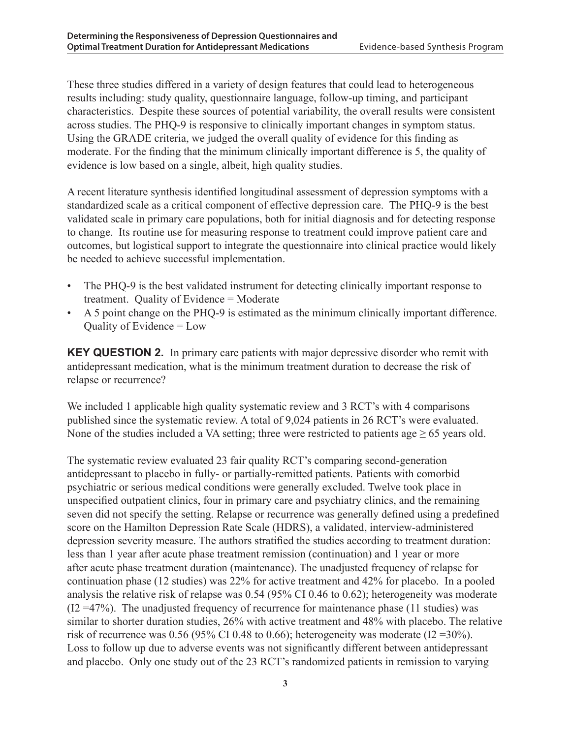These three studies differed in a variety of design features that could lead to heterogeneous results including: study quality, questionnaire language, follow-up timing, and participant characteristics. Despite these sources of potential variability, the overall results were consistent across studies. The PHQ-9 is responsive to clinically important changes in symptom status. Using the GRADE criteria, we judged the overall quality of evidence for this finding as moderate. For the finding that the minimum clinically important difference is 5, the quality of evidence is low based on a single, albeit, high quality studies.

A recent literature synthesis identified longitudinal assessment of depression symptoms with a standardized scale as a critical component of effective depression care. The PHQ-9 is the best validated scale in primary care populations, both for initial diagnosis and for detecting response to change. Its routine use for measuring response to treatment could improve patient care and outcomes, but logistical support to integrate the questionnaire into clinical practice would likely be needed to achieve successful implementation.

- The PHQ-9 is the best validated instrument for detecting clinically important response to treatment. Quality of Evidence = Moderate
- A 5 point change on the PHQ-9 is estimated as the minimum clinically important difference. Quality of Evidence = Low

**KEY QUESTION 2.** In primary care patients with major depressive disorder who remit with antidepressant medication, what is the minimum treatment duration to decrease the risk of relapse or recurrence?

We included 1 applicable high quality systematic review and 3 RCT's with 4 comparisons published since the systematic review. A total of 9,024 patients in 26 RCT's were evaluated. None of the studies included a VA setting; three were restricted to patients age ≥ 65 years old.

The systematic review evaluated 23 fair quality RCT's comparing second-generation antidepressant to placebo in fully- or partially-remitted patients. Patients with comorbid psychiatric or serious medical conditions were generally excluded. Twelve took place in unspecified outpatient clinics, four in primary care and psychiatry clinics, and the remaining seven did not specify the setting. Relapse or recurrence was generally defined using a predefined score on the Hamilton Depression Rate Scale (HDRS), a validated, interview-administered depression severity measure. The authors stratified the studies according to treatment duration: less than 1 year after acute phase treatment remission (continuation) and 1 year or more after acute phase treatment duration (maintenance). The unadjusted frequency of relapse for continuation phase (12 studies) was 22% for active treatment and 42% for placebo. In a pooled analysis the relative risk of relapse was 0.54 (95% CI 0.46 to 0.62); heterogeneity was moderate ($I2$ =47%). The unadjusted frequency of recurrence for maintenance phase (11 studies) was similar to shorter duration studies, 26% with active treatment and 48% with placebo. The relative risk of recurrence was 0.56 (95% CI 0.48 to 0.66); heterogeneity was moderate ($I2$ =30%). Loss to follow up due to adverse events was not significantly different between antidepressant and placebo. Only one study out of the 23 RCT's randomized patients in remission to varying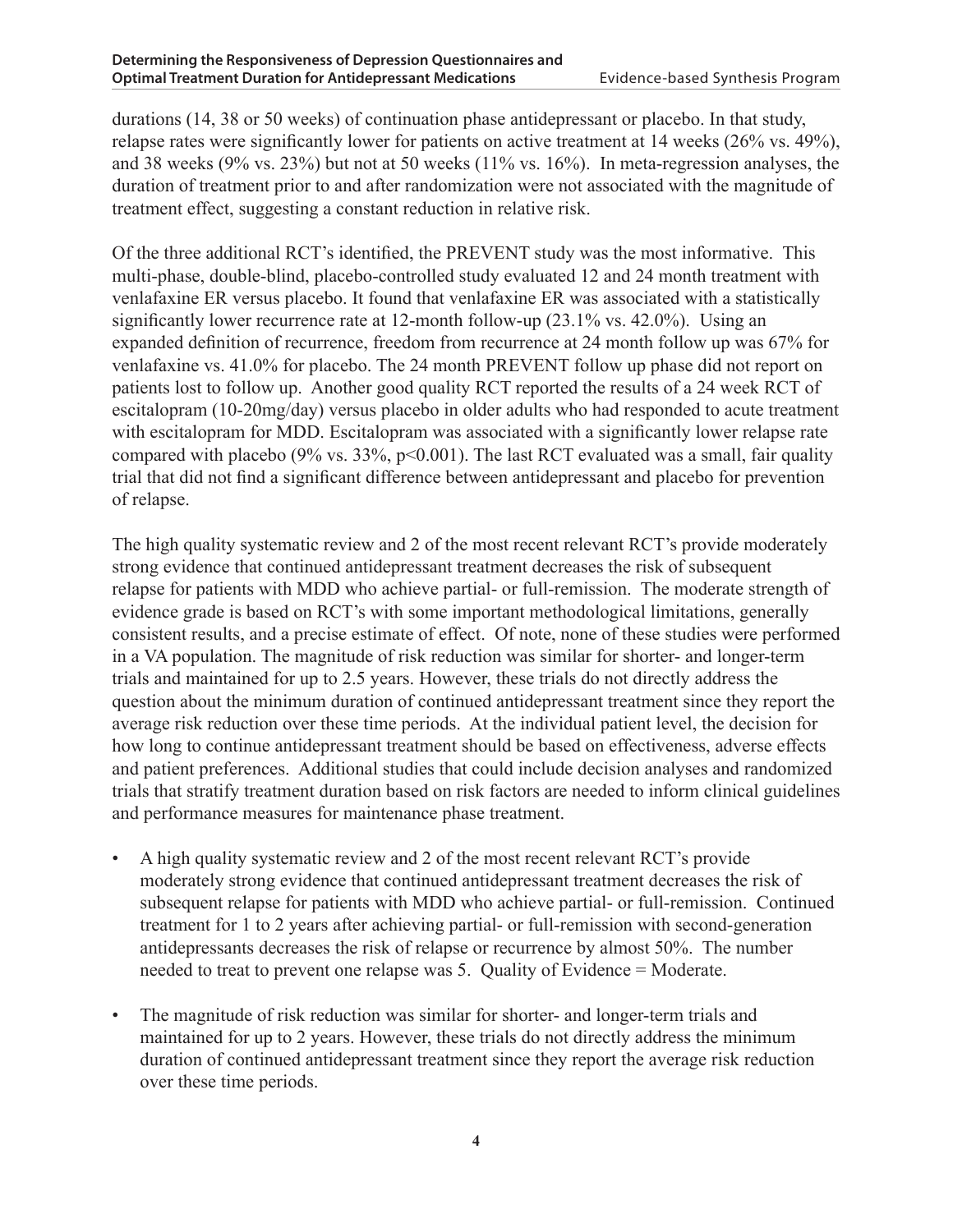durations (14, 38 or 50 weeks) of continuation phase antidepressant or placebo. In that study, relapse rates were significantly lower for patients on active treatment at 14 weeks (26% vs. 49%), and 38 weeks (9% vs. 23%) but not at 50 weeks (11% vs. 16%). In meta-regression analyses, the duration of treatment prior to and after randomization were not associated with the magnitude of treatment effect, suggesting a constant reduction in relative risk.

Of the three additional RCT's identified, the PREVENT study was the most informative. This multi-phase, double-blind, placebo-controlled study evaluated 12 and 24 month treatment with venlafaxine ER versus placebo. It found that venlafaxine ER was associated with a statistically significantly lower recurrence rate at 12-month follow-up (23.1% vs. 42.0%). Using an expanded definition of recurrence, freedom from recurrence at 24 month follow up was 67% for venlafaxine vs. 41.0% for placebo. The 24 month PREVENT follow up phase did not report on patients lost to follow up. Another good quality RCT reported the results of a 24 week RCT of escitalopram (10-20mg/day) versus placebo in older adults who had responded to acute treatment with escitalopram for MDD. Escitalopram was associated with a significantly lower relapse rate compared with placebo (9% vs. 33%, $p<0.001$). The last RCT evaluated was a small, fair quality trial that did not find a significant difference between antidepressant and placebo for prevention of relapse.

The high quality systematic review and 2 of the most recent relevant RCT's provide moderately strong evidence that continued antidepressant treatment decreases the risk of subsequent relapse for patients with MDD who achieve partial- or full-remission. The moderate strength of evidence grade is based on RCT's with some important methodological limitations, generally consistent results, and a precise estimate of effect. Of note, none of these studies were performed in a VA population. The magnitude of risk reduction was similar for shorter- and longer-term trials and maintained for up to 2.5 years. However, these trials do not directly address the question about the minimum duration of continued antidepressant treatment since they report the average risk reduction over these time periods. At the individual patient level, the decision for how long to continue antidepressant treatment should be based on effectiveness, adverse effects and patient preferences. Additional studies that could include decision analyses and randomized trials that stratify treatment duration based on risk factors are needed to inform clinical guidelines and performance measures for maintenance phase treatment.

- A high quality systematic review and 2 of the most recent relevant RCT's provide moderately strong evidence that continued antidepressant treatment decreases the risk of subsequent relapse for patients with MDD who achieve partial- or full-remission. Continued treatment for 1 to 2 years after achieving partial- or full-remission with second-generation antidepressants decreases the risk of relapse or recurrence by almost 50%. The number needed to treat to prevent one relapse was 5. Quality of Evidence = Moderate.
- The magnitude of risk reduction was similar for shorter- and longer-term trials and maintained for up to 2 years. However, these trials do not directly address the minimum duration of continued antidepressant treatment since they report the average risk reduction over these time periods.